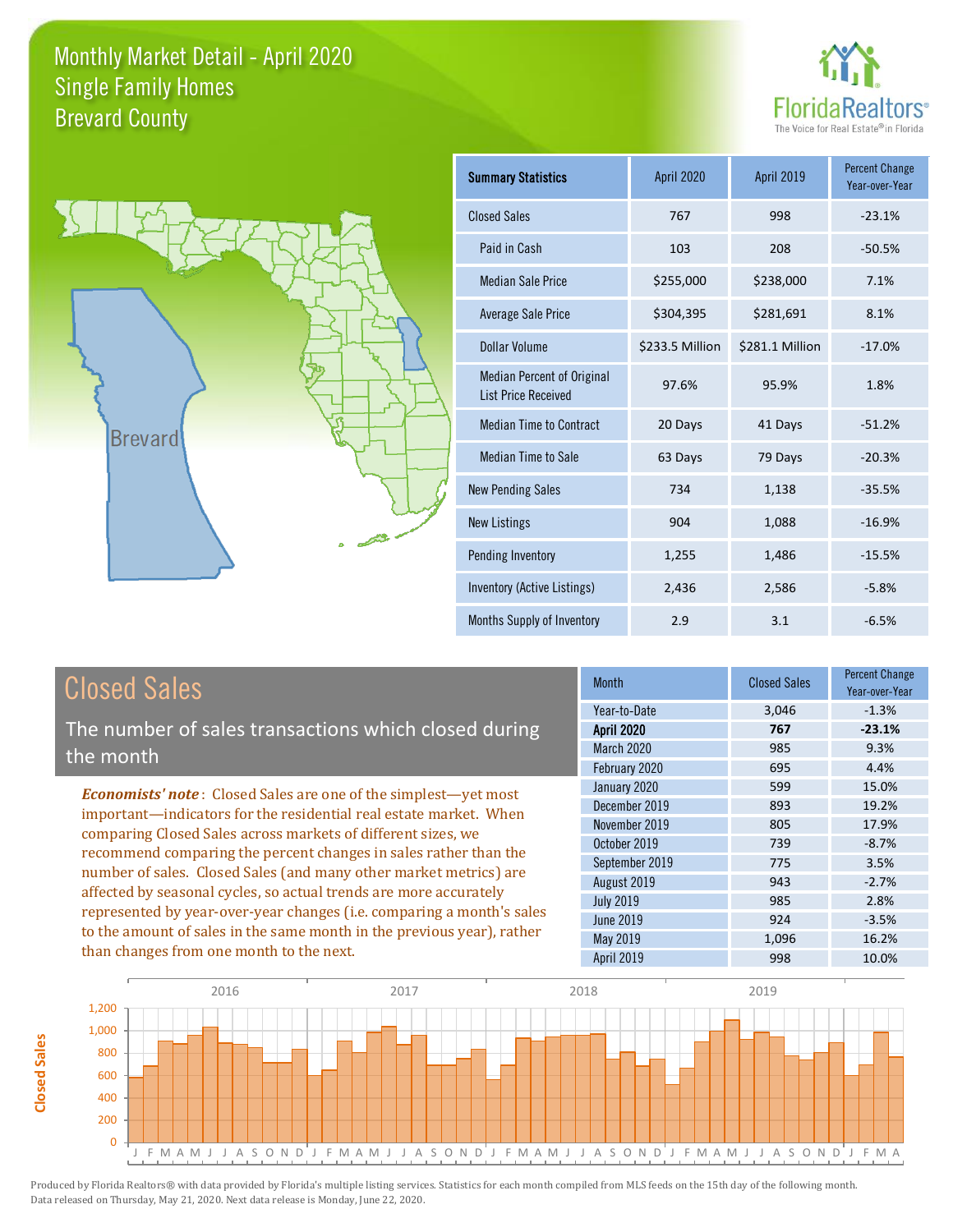# Monthly Market Detail - April 2020
## Single Family Homes
## Brevard County

FloridaRealtors® The Voice for Real Estate® in Florida

| Summary Statistics | April 2020 | April 2019 | Percent Change Year-over-Year |
|---|---|---|---|
| Closed Sales | 767 | 998 | -23.1% |
| Paid in Cash | 103 | 208 | -50.5% |
| Median Sale Price | $255,000 | $238,000 | 7.1% |
| Average Sale Price | $304,395 | $281,691 | 8.1% |
| Dollar Volume | $233.5 Million | $281.1 Million | -17.0% |
| Median Percent of Original List Price Received | 97.6% | 95.9% | 1.8% |
| Median Time to Contract | 20 Days | 41 Days | -51.2% |
| Median Time to Sale | 63 Days | 79 Days | -20.3% |
| New Pending Sales | 734 | 1,138 | -35.5% |
| New Listings | 904 | 1,088 | -16.9% |
| Pending Inventory | 1,255 | 1,486 | -15.5% |
| Inventory (Active Listings) | 2,436 | 2,586 | -5.8% |
| Months Supply of Inventory | 2.9 | 3.1 | -6.5% |

## Closed Sales

The number of sales transactions which closed during the month

*Economists' note*: Closed Sales are one of the simplest—yet most important—indicators for the residential real estate market. When comparing Closed Sales across markets of different sizes, we recommend comparing the percent changes in sales rather than the number of sales. Closed Sales (and many other market metrics) are affected by seasonal cycles, so actual trends are more accurately represented by year-over-year changes (i.e. comparing a month's sales to the amount of sales in the same month in the previous year), rather than changes from one month to the next.

| Month | Closed Sales | Percent Change Year-over-Year |
|---|---|---|
| Year-to-Date | 3,046 | -1.3% |
| **April 2020** | **767** | **-23.1%** |
| March 2020 | 985 | 9.3% |
| February 2020 | 695 | 4.4% |
| January 2020 | 599 | 15.0% |
| December 2019 | 893 | 19.2% |
| November 2019 | 805 | 17.9% |
| October 2019 | 739 | -8.7% |
| September 2019 | 775 | 3.5% |
| August 2019 | 943 | -2.7% |
| July 2019 | 985 | 2.8% |
| June 2019 | 924 | -3.5% |
| May 2019 | 1,096 | 16.2% |
| April 2019 | 998 | 10.0% |

Produced by Florida Realtors® with data provided by Florida's multiple listing services. Statistics for each month compiled from MLS feeds on the 15th day of the following month. Data released on Thursday, May 21, 2020. Next data release is Monday, June 22, 2020.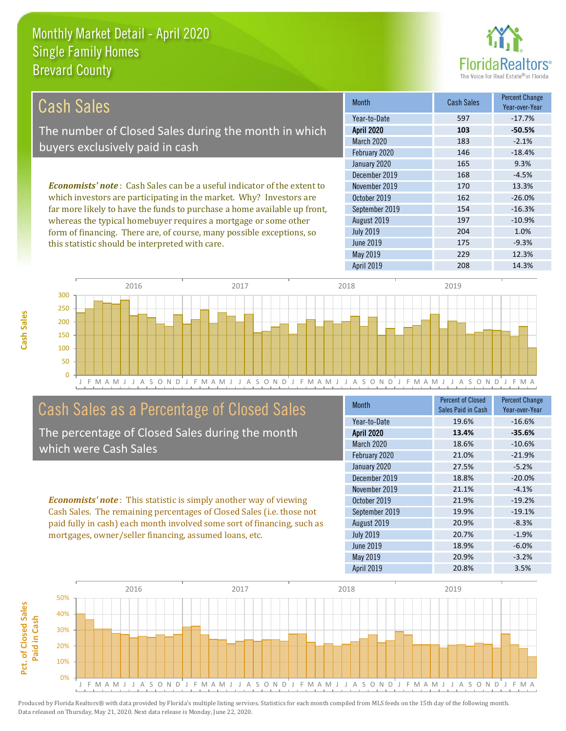# Monthly Market Detail - April 2020
## Single Family Homes
## Brevard County

## Cash Sales

The number of Closed Sales during the month in which buyers exclusively paid in cash

*Economists' note*: Cash Sales can be a useful indicator of the extent to which investors are participating in the market. Why? Investors are far more likely to have the funds to purchase a home available up front, whereas the typical homebuyer requires a mortgage or some other form of financing. There are, of course, many possible exceptions, so this statistic should be interpreted with care.

| Month | Cash Sales | Percent Change Year-over-Year |
|---|---|---|
| Year-to-Date | 597 | -17.7% |
| **April 2020** | **103** | **-50.5%** |
| March 2020 | 183 | -2.1% |
| February 2020 | 146 | -18.4% |
| January 2020 | 165 | 9.3% |
| December 2019 | 168 | -4.5% |
| November 2019 | 170 | 13.3% |
| October 2019 | 162 | -26.0% |
| September 2019 | 154 | -16.3% |
| August 2019 | 197 | -10.9% |
| July 2019 | 204 | 1.0% |
| June 2019 | 175 | -9.3% |
| May 2019 | 229 | 12.3% |
| April 2019 | 208 | 14.3% |

## Cash Sales as a Percentage of Closed Sales

The percentage of Closed Sales during the month which were Cash Sales

*Economists' note*: This statistic is simply another way of viewing Cash Sales. The remaining percentages of Closed Sales (i.e. those not paid fully in cash) each month involved some sort of financing, such as mortgages, owner/seller financing, assumed loans, etc.

| Month | Percent of Closed Sales Paid in Cash | Percent Change Year-over-Year |
|---|---|---|
| Year-to-Date | 19.6% | -16.6% |
| **April 2020** | **13.4%** | **-35.6%** |
| March 2020 | 18.6% | -10.6% |
| February 2020 | 21.0% | -21.9% |
| January 2020 | 27.5% | -5.2% |
| December 2019 | 18.8% | -20.0% |
| November 2019 | 21.1% | -4.1% |
| October 2019 | 21.9% | -19.2% |
| September 2019 | 19.9% | -19.1% |
| August 2019 | 20.9% | -8.3% |
| July 2019 | 20.7% | -1.9% |
| June 2019 | 18.9% | -6.0% |
| May 2019 | 20.9% | -3.2% |
| April 2019 | 20.8% | 3.5% |

Produced by Florida Realtors® with data provided by Florida's multiple listing services. Statistics for each month compiled from MLS feeds on the 15th day of the following month. Data released on Thursday, May 21, 2020. Next data release is Monday, June 22, 2020.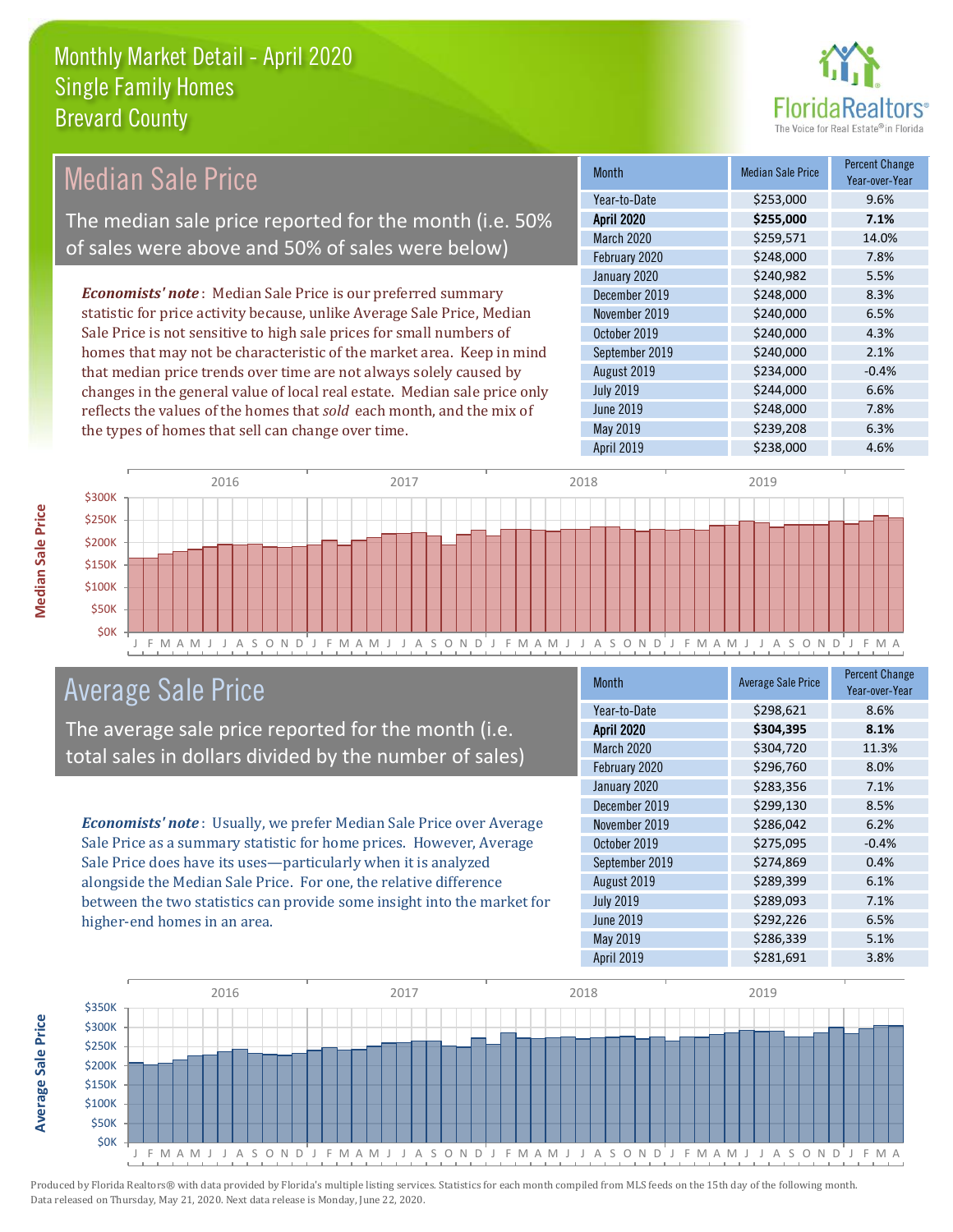# Monthly Market Detail - April 2020
## Single Family Homes
## Brevard County

## Median Sale Price

The median sale price reported for the month (i.e. 50% of sales were above and 50% of sales were below)

***Economists' note***: Median Sale Price is our preferred summary statistic for price activity because, unlike Average Sale Price, Median Sale Price is not sensitive to high sale prices for small numbers of homes that may not be characteristic of the market area. Keep in mind that median price trends over time are not always solely caused by changes in the general value of local real estate. Median sale price only reflects the values of the homes that *sold* each month, and the mix of the types of homes that sell can change over time.

| Month | Median Sale Price | Percent Change Year-over-Year |
|---|---|---|
| Year-to-Date | $253,000 | 9.6% |
| **April 2020** | **$255,000** | **7.1%** |
| March 2020 | $259,571 | 14.0% |
| February 2020 | $248,000 | 7.8% |
| January 2020 | $240,982 | 5.5% |
| December 2019 | $248,000 | 8.3% |
| November 2019 | $240,000 | 6.5% |
| October 2019 | $240,000 | 4.3% |
| September 2019 | $240,000 | 2.1% |
| August 2019 | $234,000 | -0.4% |
| July 2019 | $244,000 | 6.6% |
| June 2019 | $248,000 | 7.8% |
| May 2019 | $239,208 | 6.3% |
| April 2019 | $238,000 | 4.6% |

## Average Sale Price

The average sale price reported for the month (i.e. total sales in dollars divided by the number of sales)

***Economists' note***: Usually, we prefer Median Sale Price over Average Sale Price as a summary statistic for home prices. However, Average Sale Price does have its uses—particularly when it is analyzed alongside the Median Sale Price. For one, the relative difference between the two statistics can provide some insight into the market for higher-end homes in an area.

| Month | Average Sale Price | Percent Change Year-over-Year |
|---|---|---|
| Year-to-Date | $298,621 | 8.6% |
| **April 2020** | **$304,395** | **8.1%** |
| March 2020 | $304,720 | 11.3% |
| February 2020 | $296,760 | 8.0% |
| January 2020 | $283,356 | 7.1% |
| December 2019 | $299,130 | 8.5% |
| November 2019 | $286,042 | 6.2% |
| October 2019 | $275,095 | -0.4% |
| September 2019 | $274,869 | 0.4% |
| August 2019 | $289,399 | 6.1% |
| July 2019 | $289,093 | 7.1% |
| June 2019 | $292,226 | 6.5% |
| May 2019 | $286,339 | 5.1% |
| April 2019 | $281,691 | 3.8% |

Produced by Florida Realtors® with data provided by Florida's multiple listing services. Statistics for each month compiled from MLS feeds on the 15th day of the following month. Data released on Thursday, May 21, 2020. Next data release is Monday, June 22, 2020.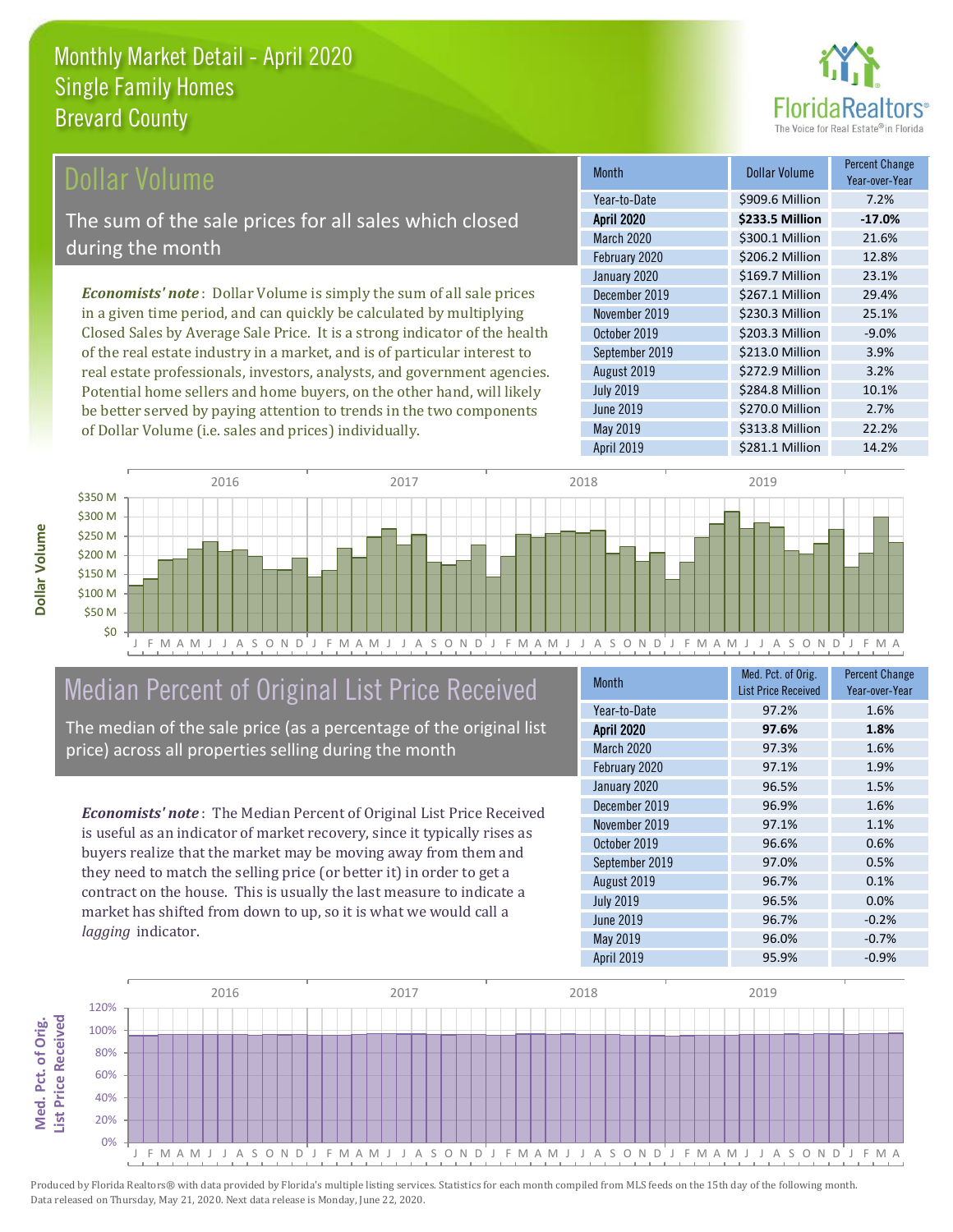# Monthly Market Detail - April 2020
## Single Family Homes
## Brevard County

## Dollar Volume

The sum of the sale prices for all sales which closed during the month

*Economists' note*: Dollar Volume is simply the sum of all sale prices in a given time period, and can quickly be calculated by multiplying Closed Sales by Average Sale Price. It is a strong indicator of the health of the real estate industry in a market, and is of particular interest to real estate professionals, investors, analysts, and government agencies. Potential home sellers and home buyers, on the other hand, will likely be better served by paying attention to trends in the two components of Dollar Volume (i.e. sales and prices) individually.

| Month | Dollar Volume | Percent Change Year-over-Year |
|---|---|---|
| Year-to-Date | $909.6 Million | 7.2% |
| **April 2020** | **$233.5 Million** | **-17.0%** |
| March 2020 | $300.1 Million | 21.6% |
| February 2020 | $206.2 Million | 12.8% |
| January 2020 | $169.7 Million | 23.1% |
| December 2019 | $267.1 Million | 29.4% |
| November 2019 | $230.3 Million | 25.1% |
| October 2019 | $203.3 Million | -9.0% |
| September 2019 | $213.0 Million | 3.9% |
| August 2019 | $272.9 Million | 3.2% |
| July 2019 | $284.8 Million | 10.1% |
| June 2019 | $270.0 Million | 2.7% |
| May 2019 | $313.8 Million | 22.2% |
| April 2019 | $281.1 Million | 14.2% |

## Median Percent of Original List Price Received

The median of the sale price (as a percentage of the original list price) across all properties selling during the month

*Economists' note*: The Median Percent of Original List Price Received is useful as an indicator of market recovery, since it typically rises as buyers realize that the market may be moving away from them and they need to match the selling price (or better it) in order to get a contract on the house. This is usually the last measure to indicate a market has shifted from down to up, so it is what we would call a *lagging* indicator.

| Month | Med. Pct. of Orig. List Price Received | Percent Change Year-over-Year |
|---|---|---|
| Year-to-Date | 97.2% | 1.6% |
| **April 2020** | **97.6%** | **1.8%** |
| March 2020 | 97.3% | 1.6% |
| February 2020 | 97.1% | 1.9% |
| January 2020 | 96.5% | 1.5% |
| December 2019 | 96.9% | 1.6% |
| November 2019 | 97.1% | 1.1% |
| October 2019 | 96.6% | 0.6% |
| September 2019 | 97.0% | 0.5% |
| August 2019 | 96.7% | 0.1% |
| July 2019 | 96.5% | 0.0% |
| June 2019 | 96.7% | -0.2% |
| May 2019 | 96.0% | -0.7% |
| April 2019 | 95.9% | -0.9% |

Produced by Florida Realtors® with data provided by Florida's multiple listing services. Statistics for each month compiled from MLS feeds on the 15th day of the following month. Data released on Thursday, May 21, 2020. Next data release is Monday, June 22, 2020.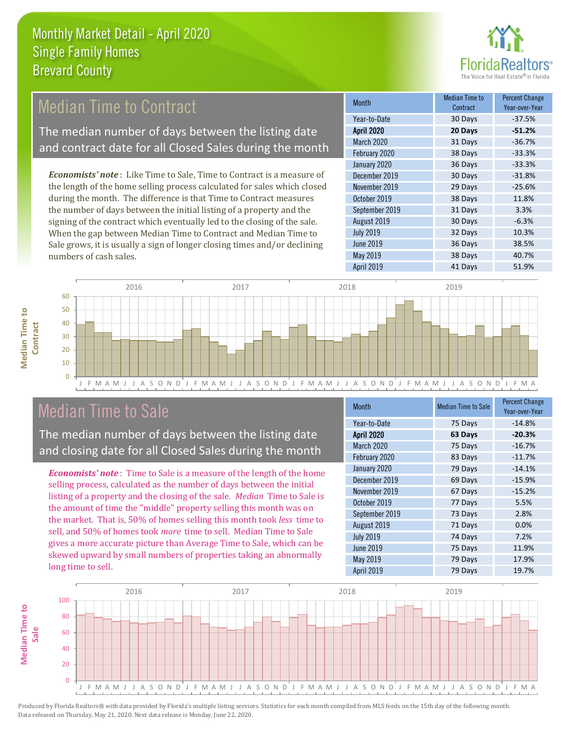# Monthly Market Detail - April 2020
## Single Family Homes
## Brevard County

## Median Time to Contract

The median number of days between the listing date and contract date for all Closed Sales during the month

*Economists' note*: Like Time to Sale, Time to Contract is a measure of the length of the home selling process calculated for sales which closed during the month. The difference is that Time to Contract measures the number of days between the initial listing of a property and the signing of the contract which eventually led to the closing of the sale. When the gap between Median Time to Contract and Median Time to Sale grows, it is usually a sign of longer closing times and/or declining numbers of cash sales.

| Month | Median Time to Contract | Percent Change Year-over-Year |
|---|---|---|
| Year-to-Date | 30 Days | -37.5% |
| **April 2020** | **20 Days** | **-51.2%** |
| March 2020 | 31 Days | -36.7% |
| February 2020 | 38 Days | -33.3% |
| January 2020 | 36 Days | -33.3% |
| December 2019 | 30 Days | -31.8% |
| November 2019 | 29 Days | -25.6% |
| October 2019 | 38 Days | 11.8% |
| September 2019 | 31 Days | 3.3% |
| August 2019 | 30 Days | -6.3% |
| July 2019 | 32 Days | 10.3% |
| June 2019 | 36 Days | 38.5% |
| May 2019 | 38 Days | 40.7% |
| April 2019 | 41 Days | 51.9% |

## Median Time to Sale

The median number of days between the listing date and closing date for all Closed Sales during the month

*Economists' note*: Time to Sale is a measure of the length of the home selling process, calculated as the number of days between the initial listing of a property and the closing of the sale. *Median* Time to Sale is the amount of time the "middle" property selling this month was on the market. That is, 50% of homes selling this month took *less* time to sell, and 50% of homes took *more* time to sell. Median Time to Sale gives a more accurate picture than Average Time to Sale, which can be skewed upward by small numbers of properties taking an abnormally long time to sell.

| Month | Median Time to Sale | Percent Change Year-over-Year |
|---|---|---|
| Year-to-Date | 75 Days | -14.8% |
| **April 2020** | **63 Days** | **-20.3%** |
| March 2020 | 75 Days | -16.7% |
| February 2020 | 83 Days | -11.7% |
| January 2020 | 79 Days | -14.1% |
| December 2019 | 69 Days | -15.9% |
| November 2019 | 67 Days | -15.2% |
| October 2019 | 77 Days | 5.5% |
| September 2019 | 73 Days | 2.8% |
| August 2019 | 71 Days | 0.0% |
| July 2019 | 74 Days | 7.2% |
| June 2019 | 75 Days | 11.9% |
| May 2019 | 79 Days | 17.9% |
| April 2019 | 79 Days | 19.7% |

Produced by Florida Realtors® with data provided by Florida's multiple listing services. Statistics for each month compiled from MLS feeds on the 15th day of the following month. Data released on Thursday, May 21, 2020. Next data release is Monday, June 22, 2020.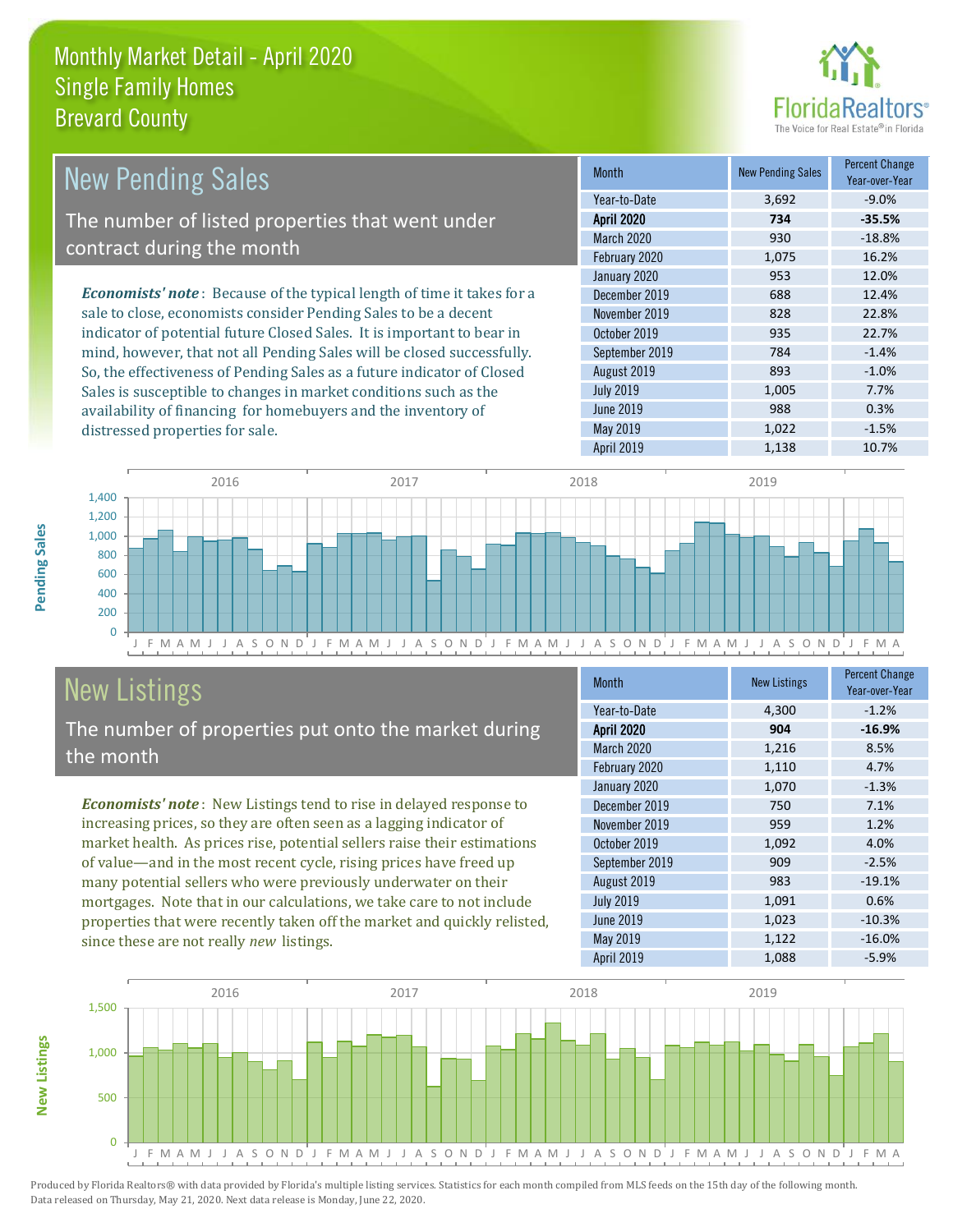# Monthly Market Detail - April 2020
## Single Family Homes
## Brevard County

## New Pending Sales

The number of listed properties that went under contract during the month

***Economists' note***: Because of the typical length of time it takes for a sale to close, economists consider Pending Sales to be a decent indicator of potential future Closed Sales. It is important to bear in mind, however, that not all Pending Sales will be closed successfully. So, the effectiveness of Pending Sales as a future indicator of Closed Sales is susceptible to changes in market conditions such as the availability of financing for homebuyers and the inventory of distressed properties for sale.

| Month | New Pending Sales | Percent Change Year-over-Year |
|---|---|---|
| Year-to-Date | 3,692 | -9.0% |
| **April 2020** | **734** | **-35.5%** |
| March 2020 | 930 | -18.8% |
| February 2020 | 1,075 | 16.2% |
| January 2020 | 953 | 12.0% |
| December 2019 | 688 | 12.4% |
| November 2019 | 828 | 22.8% |
| October 2019 | 935 | 22.7% |
| September 2019 | 784 | -1.4% |
| August 2019 | 893 | -1.0% |
| July 2019 | 1,005 | 7.7% |
| June 2019 | 988 | 0.3% |
| May 2019 | 1,022 | -1.5% |
| April 2019 | 1,138 | 10.7% |

## New Listings

The number of properties put onto the market during the month

***Economists' note***: New Listings tend to rise in delayed response to increasing prices, so they are often seen as a lagging indicator of market health. As prices rise, potential sellers raise their estimations of value—and in the most recent cycle, rising prices have freed up many potential sellers who were previously underwater on their mortgages. Note that in our calculations, we take care to not include properties that were recently taken off the market and quickly relisted, since these are not really *new* listings.

| Month | New Listings | Percent Change Year-over-Year |
|---|---|---|
| Year-to-Date | 4,300 | -1.2% |
| **April 2020** | **904** | **-16.9%** |
| March 2020 | 1,216 | 8.5% |
| February 2020 | 1,110 | 4.7% |
| January 2020 | 1,070 | -1.3% |
| December 2019 | 750 | 7.1% |
| November 2019 | 959 | 1.2% |
| October 2019 | 1,092 | 4.0% |
| September 2019 | 909 | -2.5% |
| August 2019 | 983 | -19.1% |
| July 2019 | 1,091 | 0.6% |
| June 2019 | 1,023 | -10.3% |
| May 2019 | 1,122 | -16.0% |
| April 2019 | 1,088 | -5.9% |

Produced by Florida Realtors® with data provided by Florida's multiple listing services. Statistics for each month compiled from MLS feeds on the 15th day of the following month. Data released on Thursday, May 21, 2020. Next data release is Monday, June 22, 2020.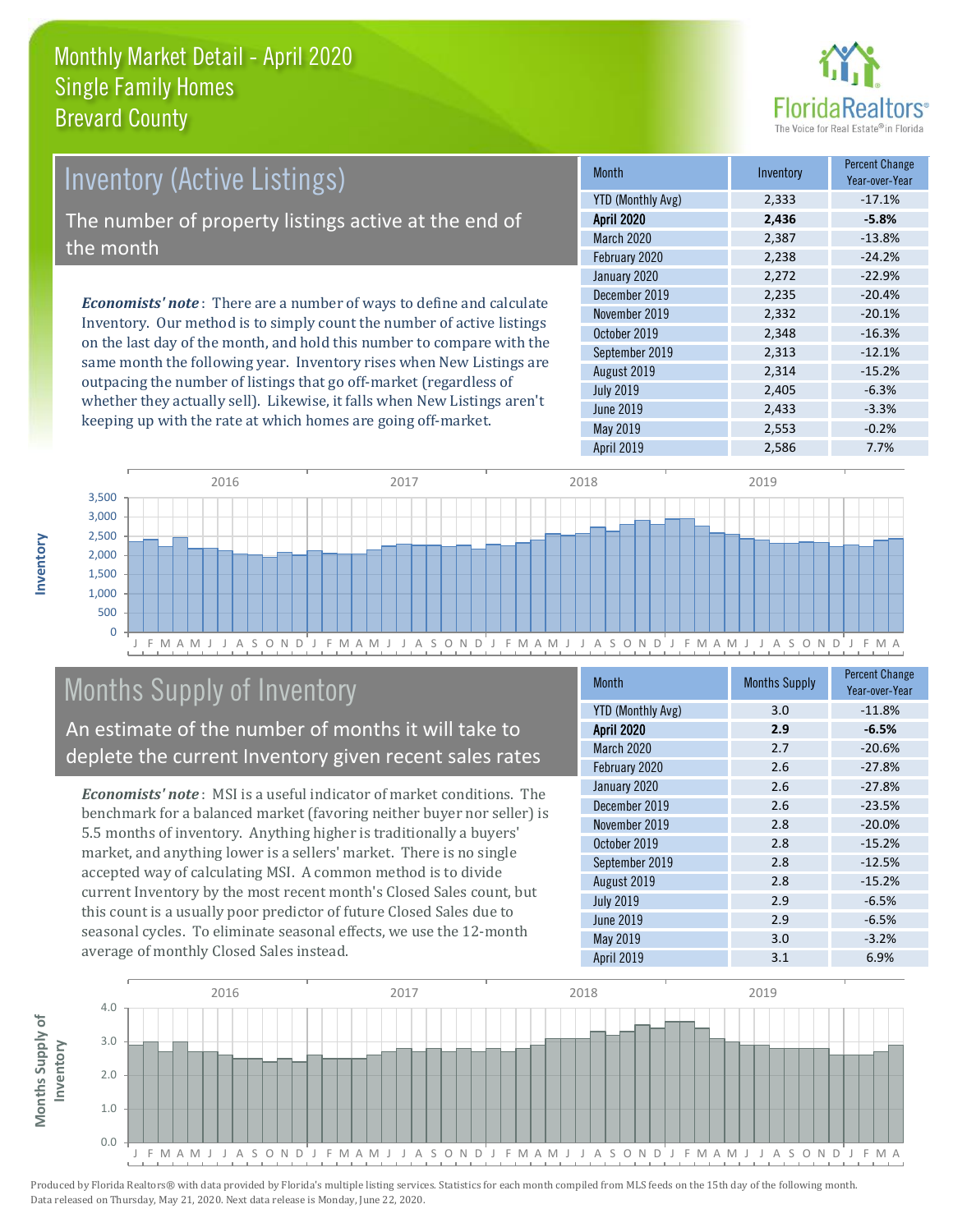# Monthly Market Detail - April 2020
## Single Family Homes
## Brevard County

## Inventory (Active Listings)

The number of property listings active at the end of the month

***Economists' note***: There are a number of ways to define and calculate Inventory. Our method is to simply count the number of active listings on the last day of the month, and hold this number to compare with the same month the following year. Inventory rises when New Listings are outpacing the number of listings that go off-market (regardless of whether they actually sell). Likewise, it falls when New Listings aren't keeping up with the rate at which homes are going off-market.

| Month | Inventory | Percent Change Year-over-Year |
|---|---|---|
| YTD (Monthly Avg) | 2,333 | -17.1% |
| **April 2020** | **2,436** | **-5.8%** |
| March 2020 | 2,387 | -13.8% |
| February 2020 | 2,238 | -24.2% |
| January 2020 | 2,272 | -22.9% |
| December 2019 | 2,235 | -20.4% |
| November 2019 | 2,332 | -20.1% |
| October 2019 | 2,348 | -16.3% |
| September 2019 | 2,313 | -12.1% |
| August 2019 | 2,314 | -15.2% |
| July 2019 | 2,405 | -6.3% |
| June 2019 | 2,433 | -3.3% |
| May 2019 | 2,553 | -0.2% |
| April 2019 | 2,586 | 7.7% |

## Months Supply of Inventory

An estimate of the number of months it will take to deplete the current Inventory given recent sales rates

***Economists' note***: MSI is a useful indicator of market conditions. The benchmark for a balanced market (favoring neither buyer nor seller) is 5.5 months of inventory. Anything higher is traditionally a buyers' market, and anything lower is a sellers' market. There is no single accepted way of calculating MSI. A common method is to divide current Inventory by the most recent month's Closed Sales count, but this count is a usually poor predictor of future Closed Sales due to seasonal cycles. To eliminate seasonal effects, we use the 12-month average of monthly Closed Sales instead.

| Month | Months Supply | Percent Change Year-over-Year |
|---|---|---|
| YTD (Monthly Avg) | 3.0 | -11.8% |
| **April 2020** | **2.9** | **-6.5%** |
| March 2020 | 2.7 | -20.6% |
| February 2020 | 2.6 | -27.8% |
| January 2020 | 2.6 | -27.8% |
| December 2019 | 2.6 | -23.5% |
| November 2019 | 2.8 | -20.0% |
| October 2019 | 2.8 | -15.2% |
| September 2019 | 2.8 | -12.5% |
| August 2019 | 2.8 | -15.2% |
| July 2019 | 2.9 | -6.5% |
| June 2019 | 2.9 | -6.5% |
| May 2019 | 3.0 | -3.2% |
| April 2019 | 3.1 | 6.9% |

Produced by Florida Realtors® with data provided by Florida's multiple listing services. Statistics for each month compiled from MLS feeds on the 15th day of the following month. Data released on Thursday, May 21, 2020. Next data release is Monday, June 22, 2020.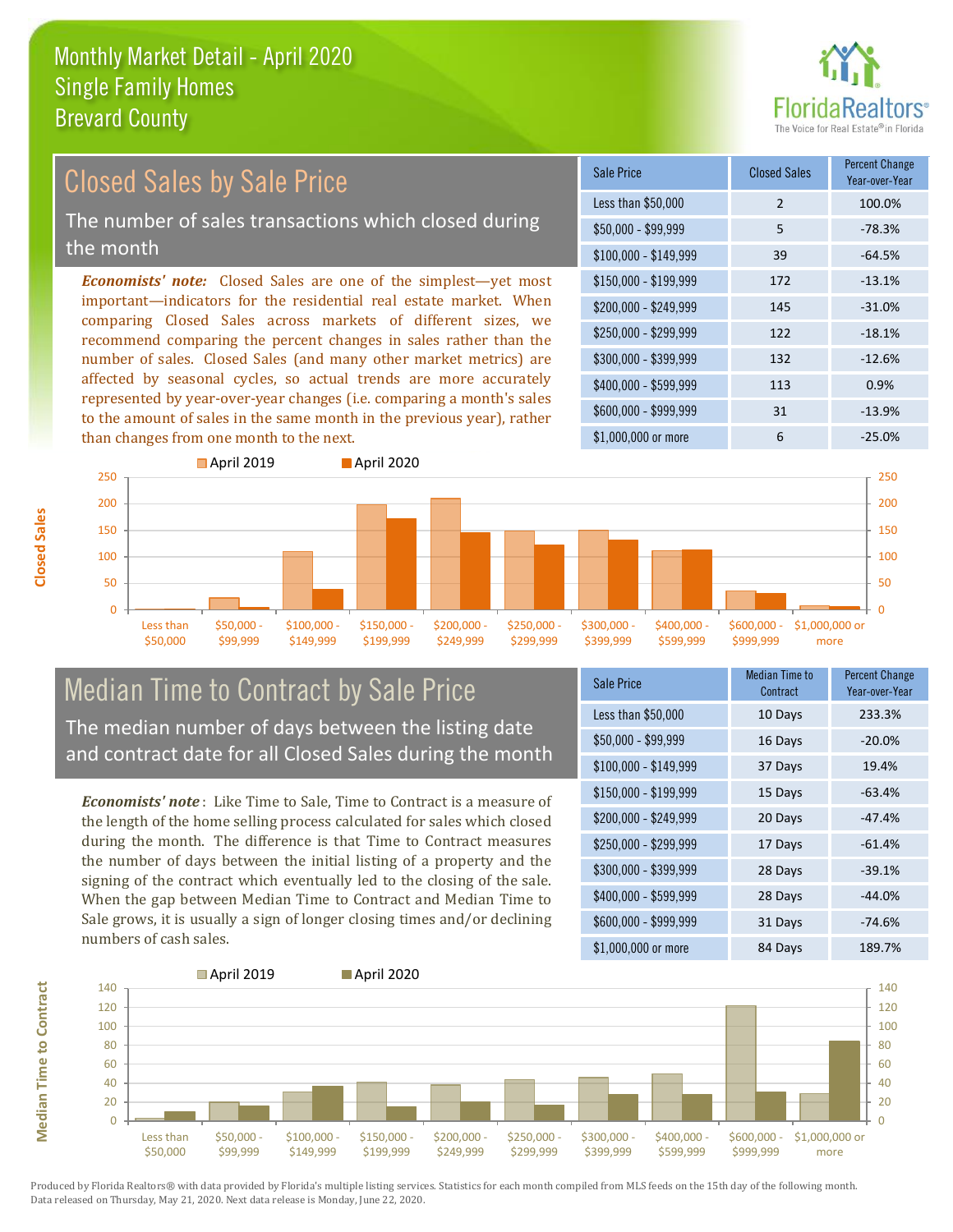# Monthly Market Detail - April 2020
## Single Family Homes
## Brevard County

## Closed Sales by Sale Price

The number of sales transactions which closed during the month

***Economists' note:*** Closed Sales are one of the simplest—yet most important—indicators for the residential real estate market. When comparing Closed Sales across markets of different sizes, we recommend comparing the percent changes in sales rather than the number of sales. Closed Sales (and many other market metrics) are affected by seasonal cycles, so actual trends are more accurately represented by year-over-year changes (i.e. comparing a month's sales to the amount of sales in the same month in the previous year), rather than changes from one month to the next.

| Sale Price | Closed Sales | Percent Change Year-over-Year |
|---|---|---|
| Less than $50,000 | 2 | 100.0% |
| $50,000 - $99,999 | 5 | -78.3% |
| $100,000 - $149,999 | 39 | -64.5% |
| $150,000 - $199,999 | 172 | -13.1% |
| $200,000 - $249,999 | 145 | -31.0% |
| $250,000 - $299,999 | 122 | -18.1% |
| $300,000 - $399,999 | 132 | -12.6% |
| $400,000 - $599,999 | 113 | 0.9% |
| $600,000 - $999,999 | 31 | -13.9% |
| $1,000,000 or more | 6 | -25.0% |

## Median Time to Contract by Sale Price

The median number of days between the listing date and contract date for all Closed Sales during the month

***Economists' note*** : Like Time to Sale, Time to Contract is a measure of the length of the home selling process calculated for sales which closed during the month. The difference is that Time to Contract measures the number of days between the initial listing of a property and the signing of the contract which eventually led to the closing of the sale. When the gap between Median Time to Contract and Median Time to Sale grows, it is usually a sign of longer closing times and/or declining numbers of cash sales.

| Sale Price | Median Time to Contract | Percent Change Year-over-Year |
|---|---|---|
| Less than $50,000 | 10 Days | 233.3% |
| $50,000 - $99,999 | 16 Days | -20.0% |
| $100,000 - $149,999 | 37 Days | 19.4% |
| $150,000 - $199,999 | 15 Days | -63.4% |
| $200,000 - $249,999 | 20 Days | -47.4% |
| $250,000 - $299,999 | 17 Days | -61.4% |
| $300,000 - $399,999 | 28 Days | -39.1% |
| $400,000 - $599,999 | 28 Days | -44.0% |
| $600,000 - $999,999 | 31 Days | -74.6% |
| $1,000,000 or more | 84 Days | 189.7% |

Produced by Florida Realtors® with data provided by Florida's multiple listing services. Statistics for each month compiled from MLS feeds on the 15th day of the following month. Data released on Thursday, May 21, 2020. Next data release is Monday, June 22, 2020.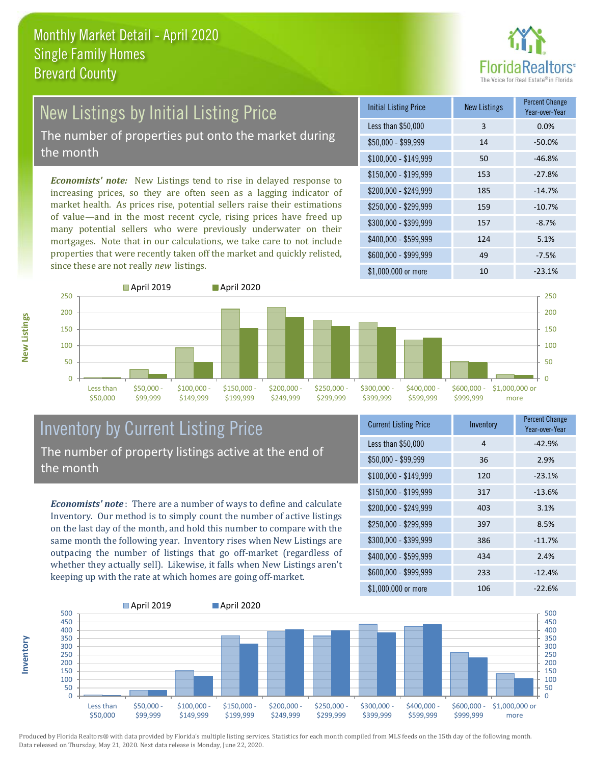# Monthly Market Detail - April 2020
## Single Family Homes
## Brevard County

## New Listings by Initial Listing Price

The number of properties put onto the market during the month

*Economists' note:* New Listings tend to rise in delayed response to increasing prices, so they are often seen as a lagging indicator of market health. As prices rise, potential sellers raise their estimations of value—and in the most recent cycle, rising prices have freed up many potential sellers who were previously underwater on their mortgages. Note that in our calculations, we take care to not include properties that were recently taken off the market and quickly relisted, since these are not really *new* listings.

| Initial Listing Price | New Listings | Percent Change Year-over-Year |
|---|---|---|
| Less than $50,000 | 3 | 0.0% |
| $50,000 - $99,999 | 14 | -50.0% |
| $100,000 - $149,999 | 50 | -46.8% |
| $150,000 - $199,999 | 153 | -27.8% |
| $200,000 - $249,999 | 185 | -14.7% |
| $250,000 - $299,999 | 159 | -10.7% |
| $300,000 - $399,999 | 157 | -8.7% |
| $400,000 - $599,999 | 124 | 5.1% |
| $600,000 - $999,999 | 49 | -7.5% |
| $1,000,000 or more | 10 | -23.1% |

## Inventory by Current Listing Price

The number of property listings active at the end of the month

*Economists' note*: There are a number of ways to define and calculate Inventory. Our method is to simply count the number of active listings on the last day of the month, and hold this number to compare with the same month the following year. Inventory rises when New Listings are outpacing the number of listings that go off-market (regardless of whether they actually sell). Likewise, it falls when New Listings aren't keeping up with the rate at which homes are going off-market.

| Current Listing Price | Inventory | Percent Change Year-over-Year |
|---|---|---|
| Less than $50,000 | 4 | -42.9% |
| $50,000 - $99,999 | 36 | 2.9% |
| $100,000 - $149,999 | 120 | -23.1% |
| $150,000 - $199,999 | 317 | -13.6% |
| $200,000 - $249,999 | 403 | 3.1% |
| $250,000 - $299,999 | 397 | 8.5% |
| $300,000 - $399,999 | 386 | -11.7% |
| $400,000 - $599,999 | 434 | 2.4% |
| $600,000 - $999,999 | 233 | -12.4% |
| $1,000,000 or more | 106 | -22.6% |

Produced by Florida Realtors® with data provided by Florida's multiple listing services. Statistics for each month compiled from MLS feeds on the 15th day of the following month. Data released on Thursday, May 21, 2020. Next data release is Monday, June 22, 2020.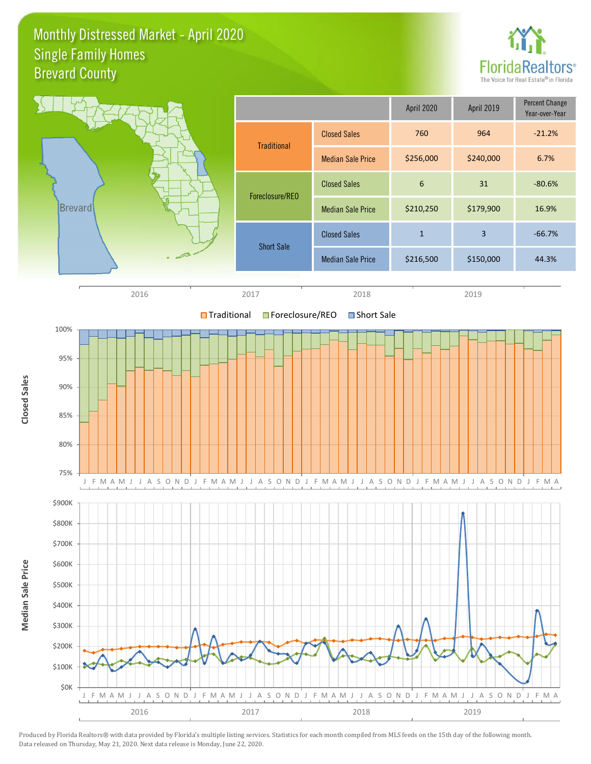# Monthly Distressed Market - April 2020
## Single Family Homes
## Brevard County

FloridaRealtors®
The Voice for Real Estate® in Florida

Brevard

| | | April 2020 | April 2019 | Percent Change Year-over-Year |
|---|---|---|---|---|
| Traditional | Closed Sales | 760 | 964 | -21.2% |
| | Median Sale Price | $256,000 | $240,000 | 6.7% |
| Foreclosure/REO | Closed Sales | 6 | 31 | -80.6% |
| | Median Sale Price | $210,250 | $179,900 | 16.9% |
| Short Sale | Closed Sales | 1 | 3 | -66.7% |
| | Median Sale Price | $216,500 | $150,000 | 44.3% |

2016 2017 2018 2019

Traditional Foreclosure/REO Short Sale

Closed Sales

100% 95% 90% 85% 80% 75%

J F M A M J J A S O N D J F M A M J J A S O N D J F M A M J J A S O N D J F M A M J J A S O N D J F M A

Median Sale Price

$900K $800K $700K $600K $500K $400K $300K $200K $100K $0K

J F M A M J J A S O N D J F M A M J J A S O N D J F M A M J J A S O N D J F M A M J J A S O N D J F M A

2016 2017 2018 2019

Produced by Florida Realtors® with data provided by Florida's multiple listing services. Statistics for each month compiled from MLS feeds on the 15th day of the following month. Data released on Thursday, May 21, 2020. Next data release is Monday, June 22, 2020.